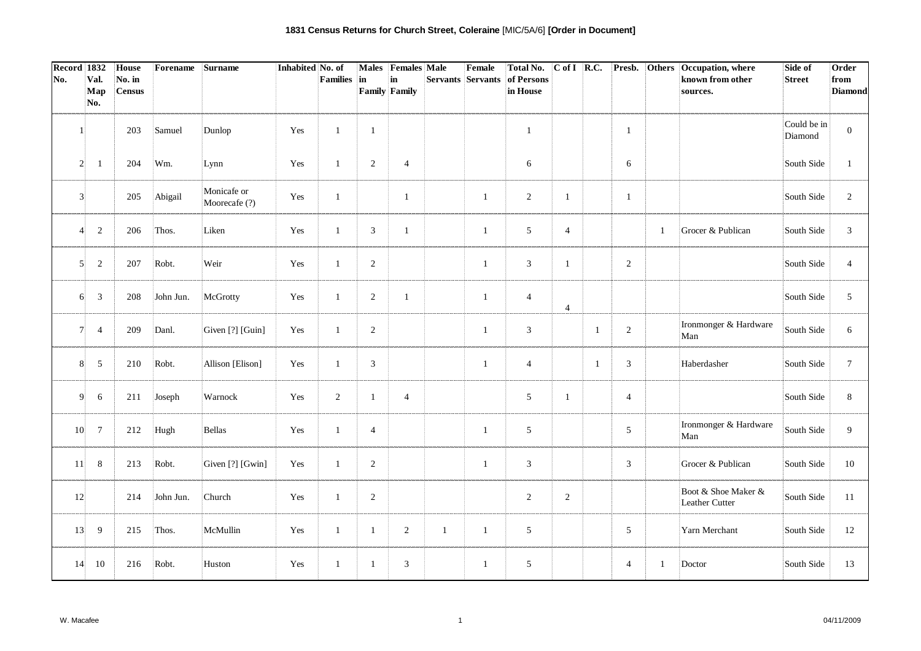**1831 Census Returns for Church Street, Coleraine** [MIC/5A/6] **[Order in Document]**

| Record No. | 1832 Val. Map No. | House No. in Census | Forename | Surname | Inhabited | No. of Families | Males in Family | Females in Family | Male Servants | Female Servants | Total No. of Persons in House | C of I | R.C. | Presb. | Others | Occupation, where known from other sources. | Side of Street | Order from Diamond |
|---|---|---|---|---|---|---|---|---|---|---|---|---|---|---|---|---|---|---|
| 1 | | 203 | Samuel | Dunlop | Yes | 1 | 1 | | | | 1 | | | 1 | | | Could be in Diamond | 0 |
| 2 | 1 | 204 | Wm. | Lynn | Yes | 1 | 2 | 4 | | | 6 | | | 6 | | | South Side | 1 |
| 3 | | 205 | Abigail | Monicafe or Moorecafe (?) | Yes | 1 | | 1 | | 1 | 2 | 1 | | 1 | | | South Side | 2 |
| 4 | 2 | 206 | Thos. | Liken | Yes | 1 | 3 | 1 | | 1 | 5 | 4 | | | 1 | Grocer & Publican | South Side | 3 |
| 5 | 2 | 207 | Robt. | Weir | Yes | 1 | 2 | | | 1 | 3 | 1 | | 2 | | | South Side | 4 |
| 6 | 3 | 208 | John Jun. | McGrotty | Yes | 1 | 2 | 1 | | 1 | 4 | 4 | | | | | South Side | 5 |
| 7 | 4 | 209 | Danl. | Given [?] [Guin] | Yes | 1 | 2 | | | 1 | 3 | | 1 | 2 | | Ironmonger & Hardware Man | South Side | 6 |
| 8 | 5 | 210 | Robt. | Allison [Elison] | Yes | 1 | 3 | | | 1 | 4 | | 1 | 3 | | Haberdasher | South Side | 7 |
| 9 | 6 | 211 | Joseph | Warnock | Yes | 2 | 1 | 4 | | | 5 | 1 | | 4 | | | South Side | 8 |
| 10 | 7 | 212 | Hugh | Bellas | Yes | 1 | 4 | | | 1 | 5 | | | 5 | | Ironmonger & Hardware Man | South Side | 9 |
| 11 | 8 | 213 | Robt. | Given [?] [Gwin] | Yes | 1 | 2 | | | 1 | 3 | | | 3 | | Grocer & Publican | South Side | 10 |
| 12 | | 214 | John Jun. | Church | Yes | 1 | 2 | | | | 2 | 2 | | | | Boot & Shoe Maker & Leather Cutter | South Side | 11 |
| 13 | 9 | 215 | Thos. | McMullin | Yes | 1 | 1 | 2 | 1 | 1 | 5 | | | 5 | | Yarn Merchant | South Side | 12 |
| 14 | 10 | 216 | Robt. | Huston | Yes | 1 | 1 | 3 | | 1 | 5 | | | 4 | 1 | Doctor | South Side | 13 |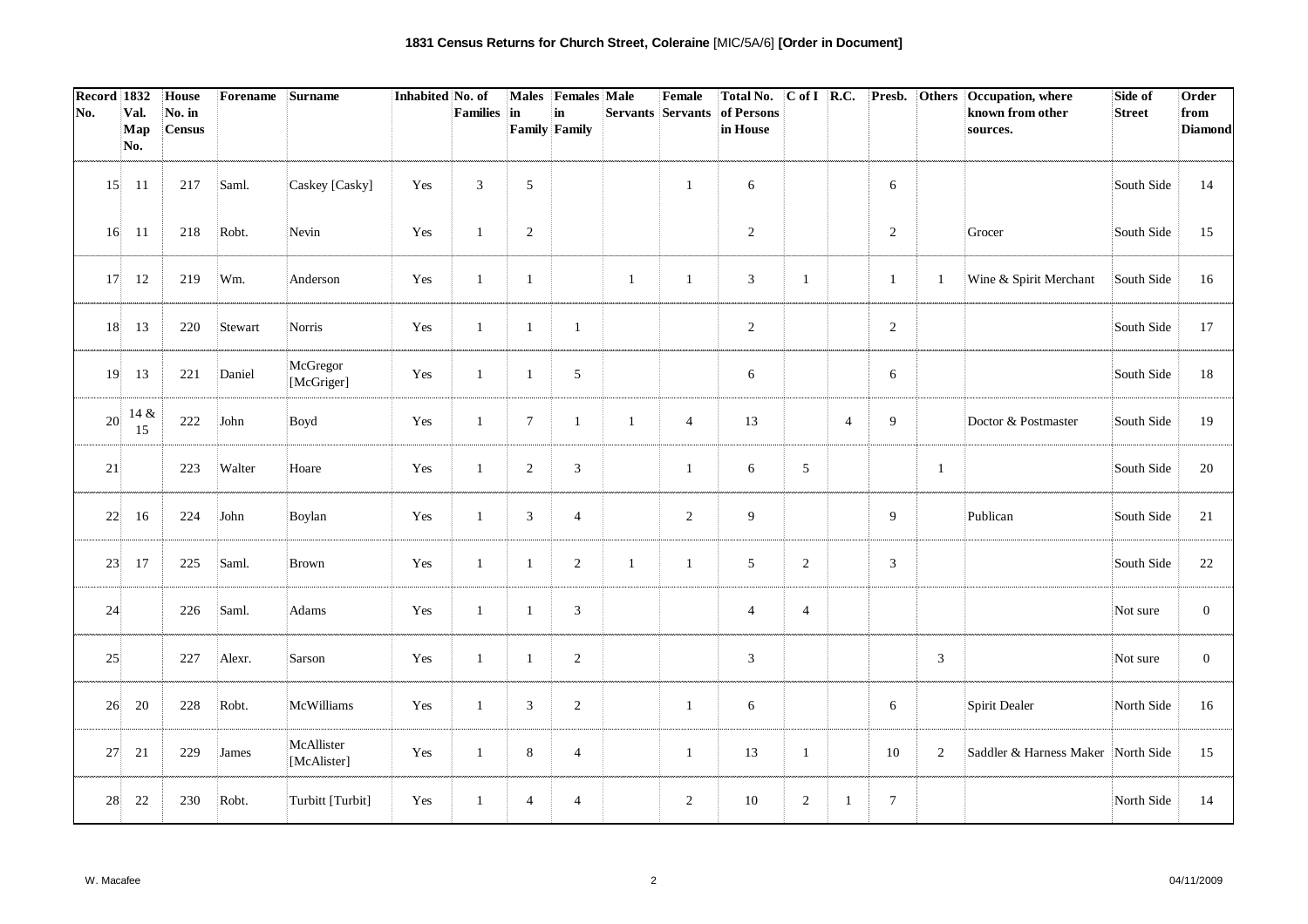**1831 Census Returns for Church Street, Coleraine** [MIC/5A/6] **[Order in Document]**

| Record No. | 1832 Val. Map No. | House No. in Census | Forename | Surname | Inhabited | No. of Families | Males in Family | Females in Family | Male Servants | Female Servants | Total No. of Persons in House | C of I | R.C. | Presb. | Others | Occupation, where known from other sources. | Side of Street | Order from Diamond |
|---|---|---|---|---|---|---|---|---|---|---|---|---|---|---|---|---|---|---|
| 15 | 11 | 217 | Saml. | Caskey [Casky] | Yes | 3 | 5 | | | 1 | 6 | | | 6 | | | South Side | 14 |
| 16 | 11 | 218 | Robt. | Nevin | Yes | 1 | 2 | | | | 2 | | | 2 | | Grocer | South Side | 15 |
| 17 | 12 | 219 | Wm. | Anderson | Yes | 1 | 1 | | 1 | 1 | 3 | 1 | | 1 | 1 | Wine & Spirit Merchant | South Side | 16 |
| 18 | 13 | 220 | Stewart | Norris | Yes | 1 | 1 | 1 | | | 2 | | | 2 | | | South Side | 17 |
| 19 | 13 | 221 | Daniel | McGregor [McGriger] | Yes | 1 | 1 | 5 | | | 6 | | | 6 | | | South Side | 18 |
| 20 | 14 & 15 | 222 | John | Boyd | Yes | 1 | 7 | 1 | 1 | 4 | 13 | | 4 | 9 | | Doctor & Postmaster | South Side | 19 |
| 21 | | 223 | Walter | Hoare | Yes | 1 | 2 | 3 | | 1 | 6 | 5 | | | 1 | | South Side | 20 |
| 22 | 16 | 224 | John | Boylan | Yes | 1 | 3 | 4 | | 2 | 9 | | | 9 | | Publican | South Side | 21 |
| 23 | 17 | 225 | Saml. | Brown | Yes | 1 | 1 | 2 | 1 | 1 | 5 | 2 | | 3 | | | South Side | 22 |
| 24 | | 226 | Saml. | Adams | Yes | 1 | 1 | 3 | | | 4 | 4 | | | | | Not sure | 0 |
| 25 | | 227 | Alexr. | Sarson | Yes | 1 | 1 | 2 | | | 3 | | | | 3 | | Not sure | 0 |
| 26 | 20 | 228 | Robt. | McWilliams | Yes | 1 | 3 | 2 | | 1 | 6 | | | 6 | | Spirit Dealer | North Side | 16 |
| 27 | 21 | 229 | James | McAllister [McAlister] | Yes | 1 | 8 | 4 | | 1 | 13 | 1 | | 10 | 2 | Saddler & Harness Maker | North Side | 15 |
| 28 | 22 | 230 | Robt. | Turbitt [Turbit] | Yes | 1 | 4 | 4 | | 2 | 10 | 2 | 1 | 7 | | | North Side | 14 |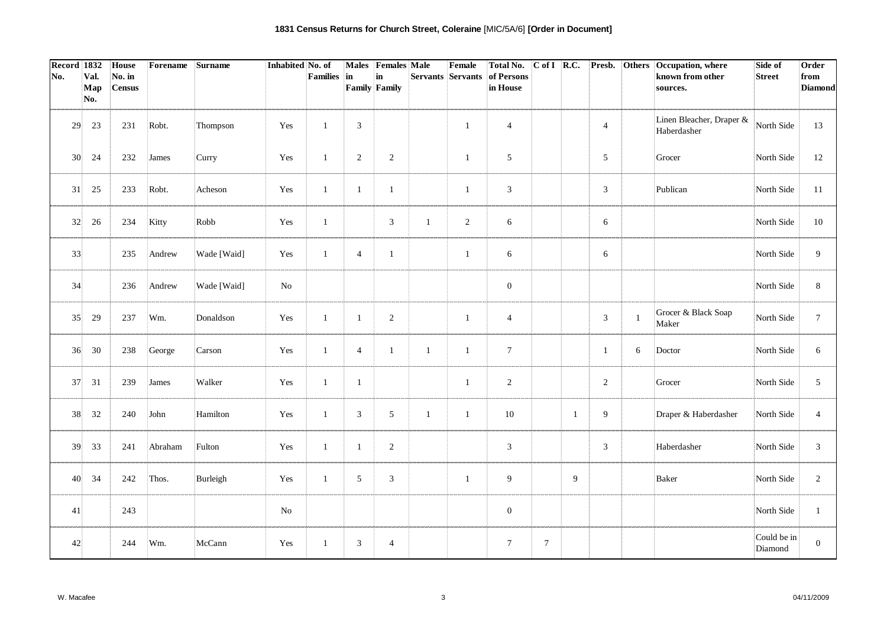**1831 Census Returns for Church Street, Coleraine** [MIC/5A/6] **[Order in Document]**

| Record No. | 1832 Val. Map No. | House No. in Census | Forename | Surname | Inhabited | No. of Families | Males in Family | Females in Family | Male Servants | Female Servants | Total No. of Persons in House | C of I | R.C. | Presb. | Others | Occupation, where known from other sources. | Side of Street | Order from Diamond |
|---|---|---|---|---|---|---|---|---|---|---|---|---|---|---|---|---|---|---|
| 29 | 23 | 231 | Robt. | Thompson | Yes | 1 | 3 | | | 1 | 4 | | | 4 | | Linen Bleacher, Draper & Haberdasher | North Side | 13 |
| 30 | 24 | 232 | James | Curry | Yes | 1 | 2 | 2 | | 1 | 5 | | | 5 | | Grocer | North Side | 12 |
| 31 | 25 | 233 | Robt. | Acheson | Yes | 1 | 1 | 1 | | 1 | 3 | | | 3 | | Publican | North Side | 11 |
| 32 | 26 | 234 | Kitty | Robb | Yes | 1 | | 3 | 1 | 2 | 6 | | | 6 | | | North Side | 10 |
| 33 | | 235 | Andrew | Wade [Waid] | Yes | 1 | 4 | 1 | | 1 | 6 | | | 6 | | | North Side | 9 |
| 34 | | 236 | Andrew | Wade [Waid] | No | | | | | | 0 | | | | | | North Side | 8 |
| 35 | 29 | 237 | Wm. | Donaldson | Yes | 1 | 1 | 2 | | 1 | 4 | | | 3 | 1 | Grocer & Black Soap Maker | North Side | 7 |
| 36 | 30 | 238 | George | Carson | Yes | 1 | 4 | 1 | 1 | 1 | 7 | | | 1 | 6 | Doctor | North Side | 6 |
| 37 | 31 | 239 | James | Walker | Yes | 1 | 1 | | | 1 | 2 | | | 2 | | Grocer | North Side | 5 |
| 38 | 32 | 240 | John | Hamilton | Yes | 1 | 3 | 5 | 1 | 1 | 10 | | 1 | 9 | | Draper & Haberdasher | North Side | 4 |
| 39 | 33 | 241 | Abraham | Fulton | Yes | 1 | 1 | 2 | | | 3 | | | 3 | | Haberdasher | North Side | 3 |
| 40 | 34 | 242 | Thos. | Burleigh | Yes | 1 | 5 | 3 | | 1 | 9 | | 9 | | | Baker | North Side | 2 |
| 41 | | 243 | | | No | | | | | | 0 | | | | | | North Side | 1 |
| 42 | | 244 | Wm. | McCann | Yes | 1 | 3 | 4 | | | 7 | 7 | | | | | Could be in Diamond | 0 |

W. Macafee 04/11/2009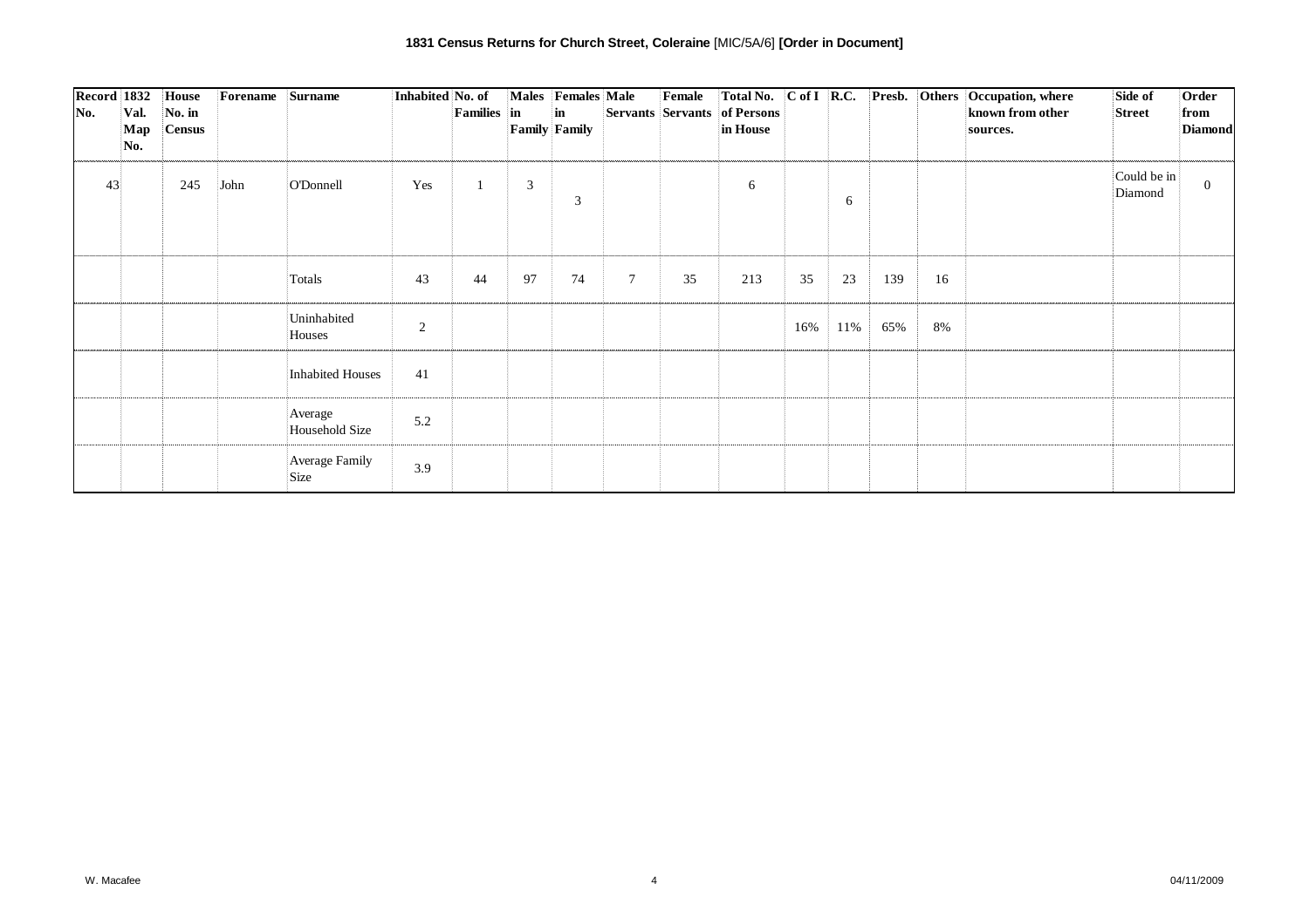**1831 Census Returns for Church Street, Coleraine** [MIC/5A/6] **[Order in Document]**

| Record No. | 1832 Val. Map No. | House No. in Census | Forename | Surname | Inhabited | No. of Families | Males in Family | Females in Family | Male Servants | Female Servants | Total No. of Persons in House | C of I | R.C. | Presb. | Others | Occupation, where known from other sources. | Side of Street | Order from Diamond |
|---|---|---|---|---|---|---|---|---|---|---|---|---|---|---|---|---|---|---|
| 43 | | 245 | John | O'Donnell | Yes | 1 | 3 | 3 | | | 6 | | 6 | | | | Could be in Diamond | 0 |
| | | | | Totals | 43 | 44 | 97 | 74 | 7 | 35 | 213 | 35 | 23 | 139 | 16 | | | |
| | | | | Uninhabited Houses | 2 | | | | | | | 16% | 11% | 65% | 8% | | | |
| | | | | Inhabited Houses | 41 | | | | | | | | | | | | | |
| | | | | Average Household Size | 5.2 | | | | | | | | | | | | | |
| | | | | Average Family Size | 3.9 | | | | | | | | | | | | | |

W. Macafee

04/11/2009